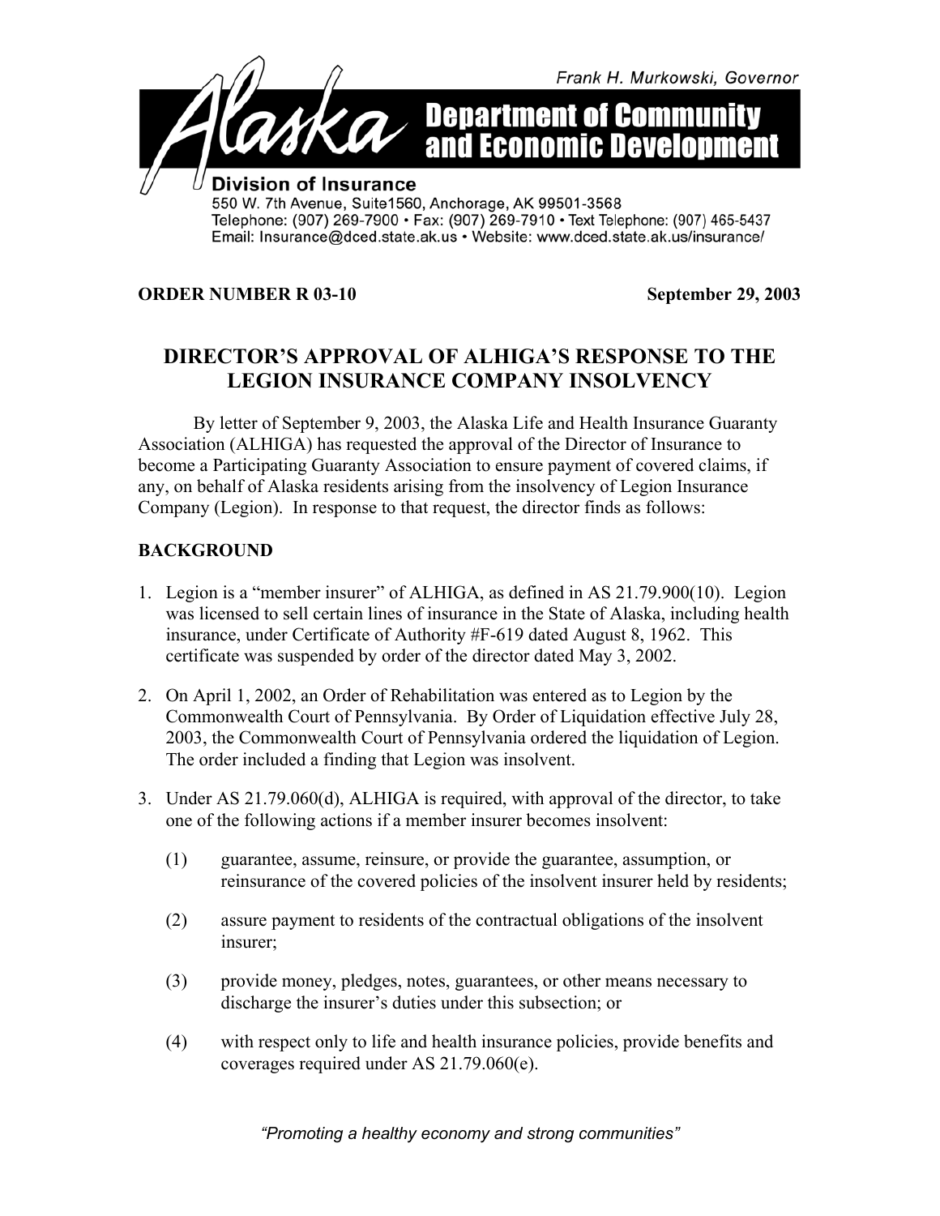Frank H. Murkowski, Governor

**Alaska Department of Community and Economic Development**

**Division of Insurance**
550 W. 7th Avenue, Suite1560, Anchorage, AK 99501-3568
Telephone: (907) 269-7900 • Fax: (907) 269-7910 • Text Telephone: (907) 465-5437
Email: Insurance@dced.state.ak.us • Website: www.dced.state.ak.us/insurance/

**ORDER NUMBER R 03-10** **September 29, 2003**

# DIRECTOR'S APPROVAL OF ALHIGA'S RESPONSE TO THE LEGION INSURANCE COMPANY INSOLVENCY

By letter of September 9, 2003, the Alaska Life and Health Insurance Guaranty Association (ALHIGA) has requested the approval of the Director of Insurance to become a Participating Guaranty Association to ensure payment of covered claims, if any, on behalf of Alaska residents arising from the insolvency of Legion Insurance Company (Legion). In response to that request, the director finds as follows:

## BACKGROUND

1. Legion is a "member insurer" of ALHIGA, as defined in AS 21.79.900(10). Legion was licensed to sell certain lines of insurance in the State of Alaska, including health insurance, under Certificate of Authority #F-619 dated August 8, 1962. This certificate was suspended by order of the director dated May 3, 2002.

2. On April 1, 2002, an Order of Rehabilitation was entered as to Legion by the Commonwealth Court of Pennsylvania. By Order of Liquidation effective July 28, 2003, the Commonwealth Court of Pennsylvania ordered the liquidation of Legion. The order included a finding that Legion was insolvent.

3. Under AS 21.79.060(d), ALHIGA is required, with approval of the director, to take one of the following actions if a member insurer becomes insolvent:

   (1) guarantee, assume, reinsure, or provide the guarantee, assumption, or reinsurance of the covered policies of the insolvent insurer held by residents;

   (2) assure payment to residents of the contractual obligations of the insolvent insurer;

   (3) provide money, pledges, notes, guarantees, or other means necessary to discharge the insurer's duties under this subsection; or

   (4) with respect only to life and health insurance policies, provide benefits and coverages required under AS 21.79.060(e).

*"Promoting a healthy economy and strong communities"*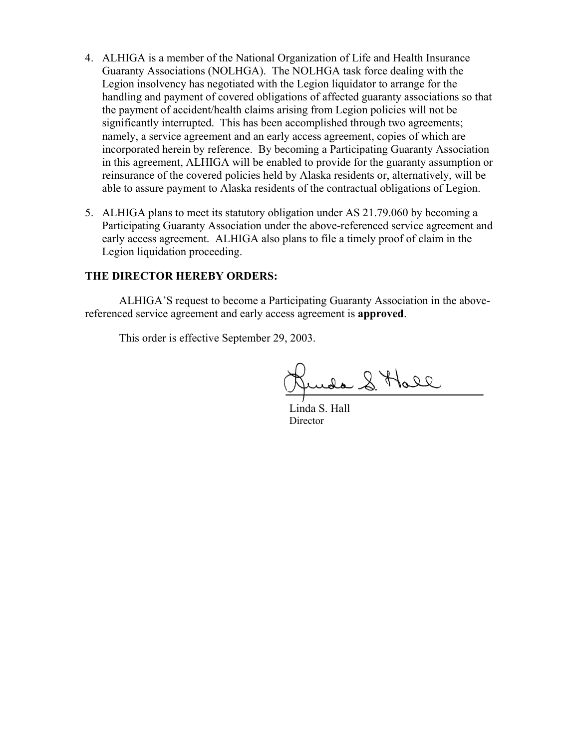4. ALHIGA is a member of the National Organization of Life and Health Insurance Guaranty Associations (NOLHGA). The NOLHGA task force dealing with the Legion insolvency has negotiated with the Legion liquidator to arrange for the handling and payment of covered obligations of affected guaranty associations so that the payment of accident/health claims arising from Legion policies will not be significantly interrupted. This has been accomplished through two agreements; namely, a service agreement and an early access agreement, copies of which are incorporated herein by reference. By becoming a Participating Guaranty Association in this agreement, ALHIGA will be enabled to provide for the guaranty assumption or reinsurance of the covered policies held by Alaska residents or, alternatively, will be able to assure payment to Alaska residents of the contractual obligations of Legion.

5. ALHIGA plans to meet its statutory obligation under AS 21.79.060 by becoming a Participating Guaranty Association under the above-referenced service agreement and early access agreement. ALHIGA also plans to file a timely proof of claim in the Legion liquidation proceeding.

**THE DIRECTOR HEREBY ORDERS:**

ALHIGA'S request to become a Participating Guaranty Association in the above-referenced service agreement and early access agreement is **approved**.

This order is effective September 29, 2003.

Linda S. Hall
Director